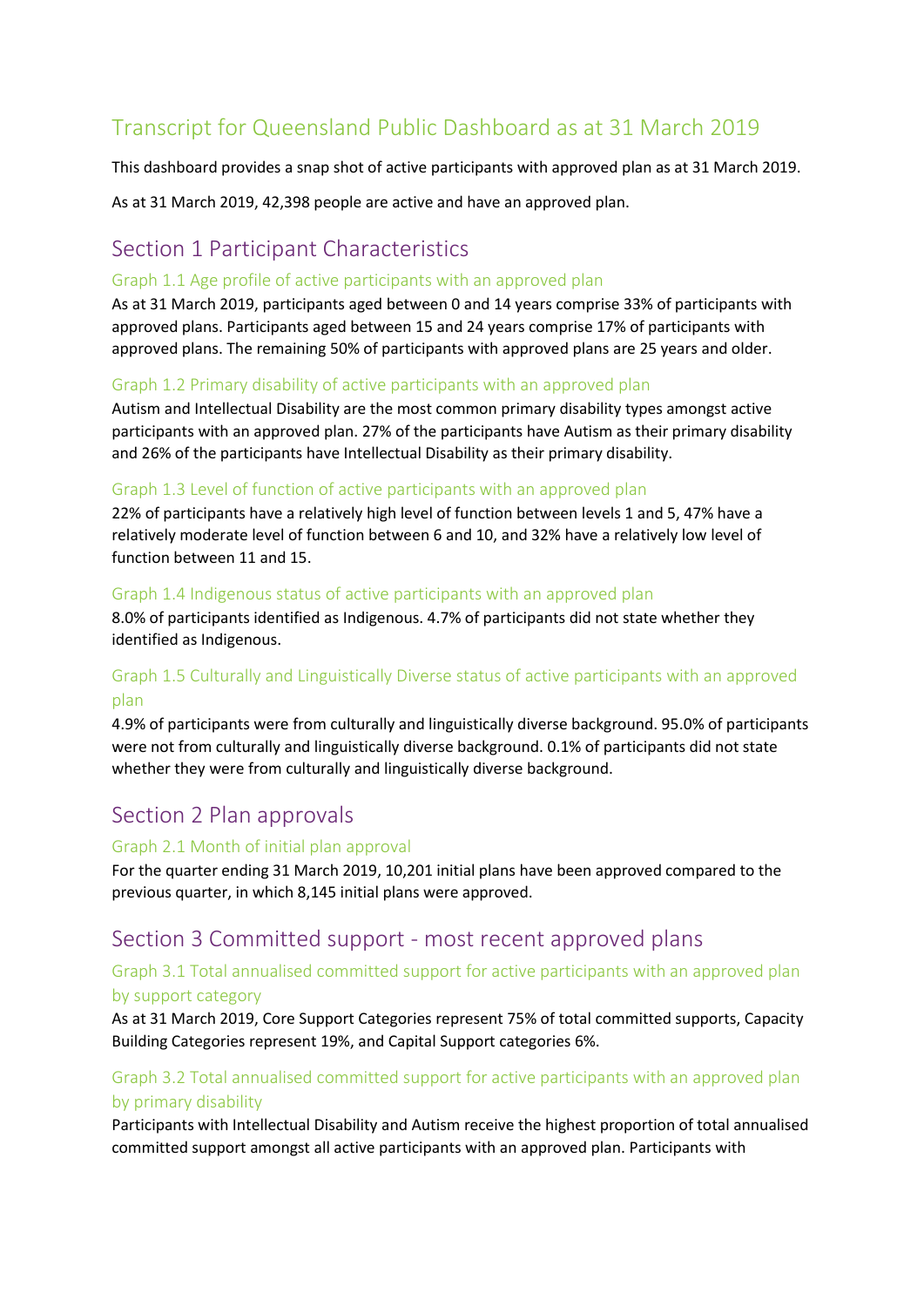# Transcript for Queensland Public Dashboard as at 31 March 2019

This dashboard provides a snap shot of active participants with approved plan as at 31 March 2019.

As at 31 March 2019, 42,398 people are active and have an approved plan.

## Section 1 Participant Characteristics

### Graph 1.1 Age profile of active participants with an approved plan

As at 31 March 2019, participants aged between 0 and 14 years comprise 33% of participants with approved plans. Participants aged between 15 and 24 years comprise 17% of participants with approved plans. The remaining 50% of participants with approved plans are 25 years and older.

### Graph 1.2 Primary disability of active participants with an approved plan

Autism and Intellectual Disability are the most common primary disability types amongst active participants with an approved plan. 27% of the participants have Autism as their primary disability and 26% of the participants have Intellectual Disability as their primary disability.

### Graph 1.3 Level of function of active participants with an approved plan

22% of participants have a relatively high level of function between levels 1 and 5, 47% have a relatively moderate level of function between 6 and 10, and 32% have a relatively low level of function between 11 and 15.

### Graph 1.4 Indigenous status of active participants with an approved plan

8.0% of participants identified as Indigenous. 4.7% of participants did not state whether they identified as Indigenous.

### Graph 1.5 Culturally and Linguistically Diverse status of active participants with an approved plan

4.9% of participants were from culturally and linguistically diverse background. 95.0% of participants were not from culturally and linguistically diverse background. 0.1% of participants did not state whether they were from culturally and linguistically diverse background.

## Section 2 Plan approvals

### Graph 2.1 Month of initial plan approval

For the quarter ending 31 March 2019, 10,201 initial plans have been approved compared to the previous quarter, in which 8,145 initial plans were approved.

## Section 3 Committed support - most recent approved plans

### Graph 3.1 Total annualised committed support for active participants with an approved plan by support category

As at 31 March 2019, Core Support Categories represent 75% of total committed supports, Capacity Building Categories represent 19%, and Capital Support categories 6%.

### Graph 3.2 Total annualised committed support for active participants with an approved plan by primary disability

Participants with Intellectual Disability and Autism receive the highest proportion of total annualised committed support amongst all active participants with an approved plan. Participants with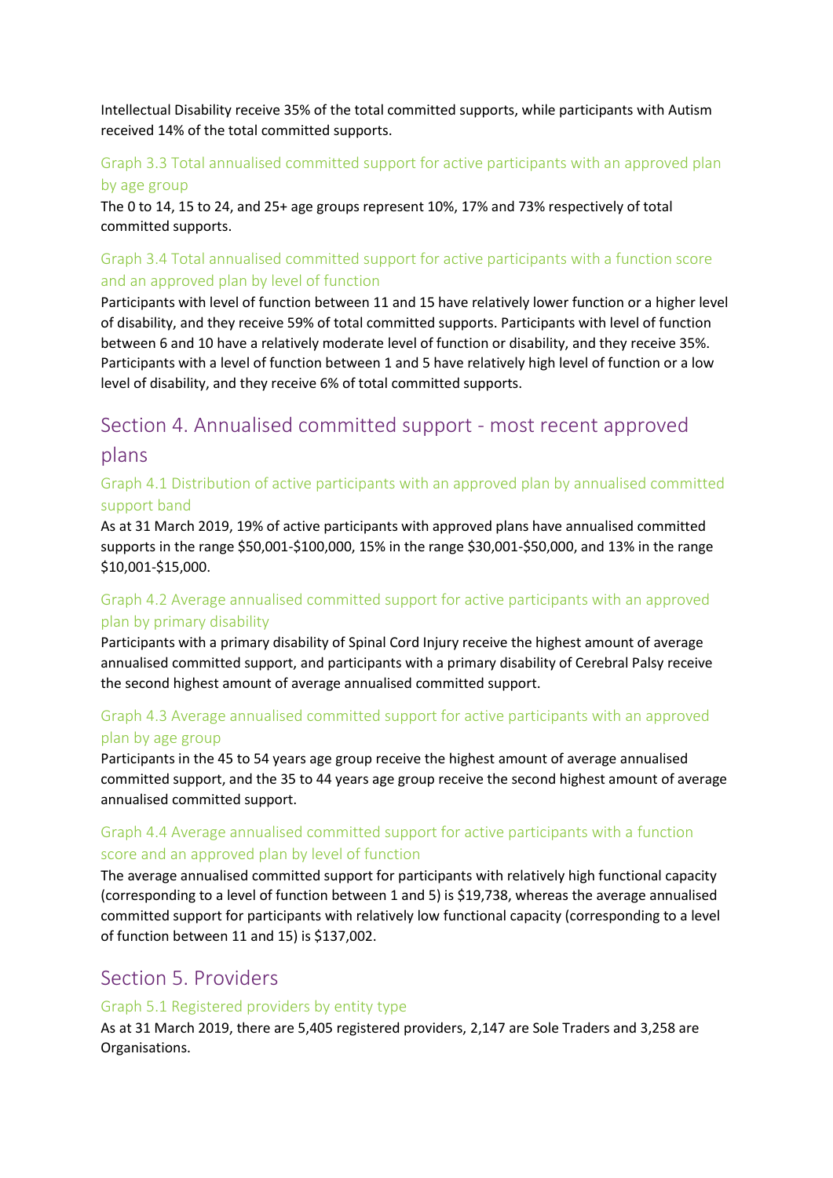Intellectual Disability receive 35% of the total committed supports, while participants with Autism received 14% of the total committed supports.

### Graph 3.3 Total annualised committed support for active participants with an approved plan by age group

The 0 to 14, 15 to 24, and 25+ age groups represent 10%, 17% and 73% respectively of total committed supports.

### Graph 3.4 Total annualised committed support for active participants with a function score and an approved plan by level of function

Participants with level of function between 11 and 15 have relatively lower function or a higher level of disability, and they receive 59% of total committed supports. Participants with level of function between 6 and 10 have a relatively moderate level of function or disability, and they receive 35%. Participants with a level of function between 1 and 5 have relatively high level of function or a low level of disability, and they receive 6% of total committed supports.

## Section 4. Annualised committed support - most recent approved plans

### Graph 4.1 Distribution of active participants with an approved plan by annualised committed support band

As at 31 March 2019, 19% of active participants with approved plans have annualised committed supports in the range $50,001-$100,000, 15% in the range $30,001-$50,000, and 13% in the range $10,001-$15,000.

### Graph 4.2 Average annualised committed support for active participants with an approved plan by primary disability

Participants with a primary disability of Spinal Cord Injury receive the highest amount of average annualised committed support, and participants with a primary disability of Cerebral Palsy receive the second highest amount of average annualised committed support.

### Graph 4.3 Average annualised committed support for active participants with an approved plan by age group

Participants in the 45 to 54 years age group receive the highest amount of average annualised committed support, and the 35 to 44 years age group receive the second highest amount of average annualised committed support.

### Graph 4.4 Average annualised committed support for active participants with a function score and an approved plan by level of function

The average annualised committed support for participants with relatively high functional capacity (corresponding to a level of function between 1 and 5) is $19,738, whereas the average annualised committed support for participants with relatively low functional capacity (corresponding to a level of function between 11 and 15) is $137,002.

## Section 5. Providers

### Graph 5.1 Registered providers by entity type

As at 31 March 2019, there are 5,405 registered providers, 2,147 are Sole Traders and 3,258 are Organisations.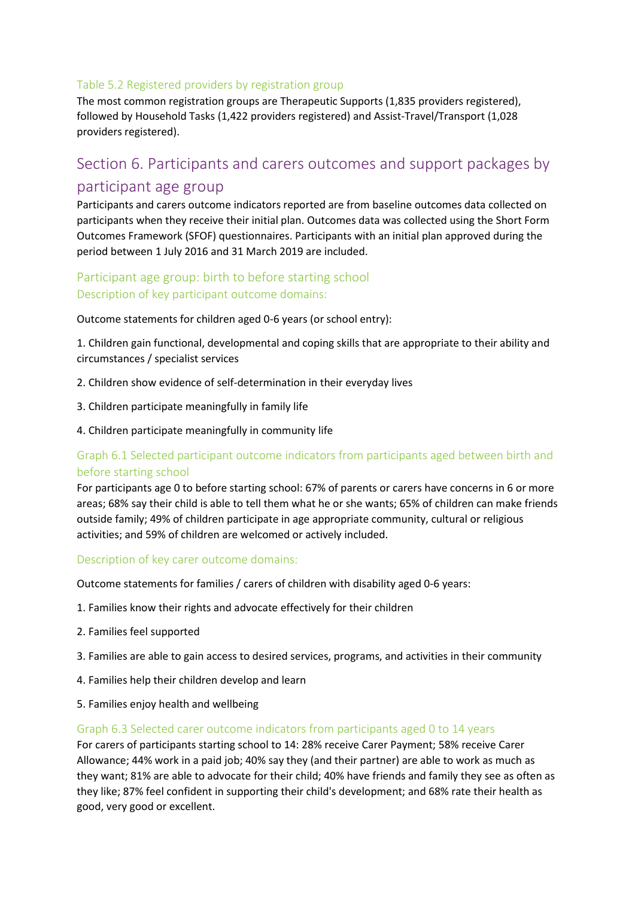### Table 5.2 Registered providers by registration group

The most common registration groups are Therapeutic Supports (1,835 providers registered), followed by Household Tasks (1,422 providers registered) and Assist-Travel/Transport (1,028 providers registered).

## Section 6. Participants and carers outcomes and support packages by participant age group

Participants and carers outcome indicators reported are from baseline outcomes data collected on participants when they receive their initial plan. Outcomes data was collected using the Short Form Outcomes Framework (SFOF) questionnaires. Participants with an initial plan approved during the period between 1 July 2016 and 31 March 2019 are included.

### Participant age group: birth to before starting school

#### Description of key participant outcome domains:

Outcome statements for children aged 0-6 years (or school entry):

1. Children gain functional, developmental and coping skills that are appropriate to their ability and circumstances / specialist services

2. Children show evidence of self-determination in their everyday lives

3. Children participate meaningfully in family life

4. Children participate meaningfully in community life

#### Graph 6.1 Selected participant outcome indicators from participants aged between birth and before starting school

For participants age 0 to before starting school: 67% of parents or carers have concerns in 6 or more areas; 68% say their child is able to tell them what he or she wants; 65% of children can make friends outside family; 49% of children participate in age appropriate community, cultural or religious activities; and 59% of children are welcomed or actively included.

#### Description of key carer outcome domains:

Outcome statements for families / carers of children with disability aged 0-6 years:

1. Families know their rights and advocate effectively for their children

2. Families feel supported

3. Families are able to gain access to desired services, programs, and activities in their community

4. Families help their children develop and learn

5. Families enjoy health and wellbeing

#### Graph 6.3 Selected carer outcome indicators from participants aged 0 to 14 years

For carers of participants starting school to 14: 28% receive Carer Payment; 58% receive Carer Allowance; 44% work in a paid job; 40% say they (and their partner) are able to work as much as they want; 81% are able to advocate for their child; 40% have friends and family they see as often as they like; 87% feel confident in supporting their child's development; and 68% rate their health as good, very good or excellent.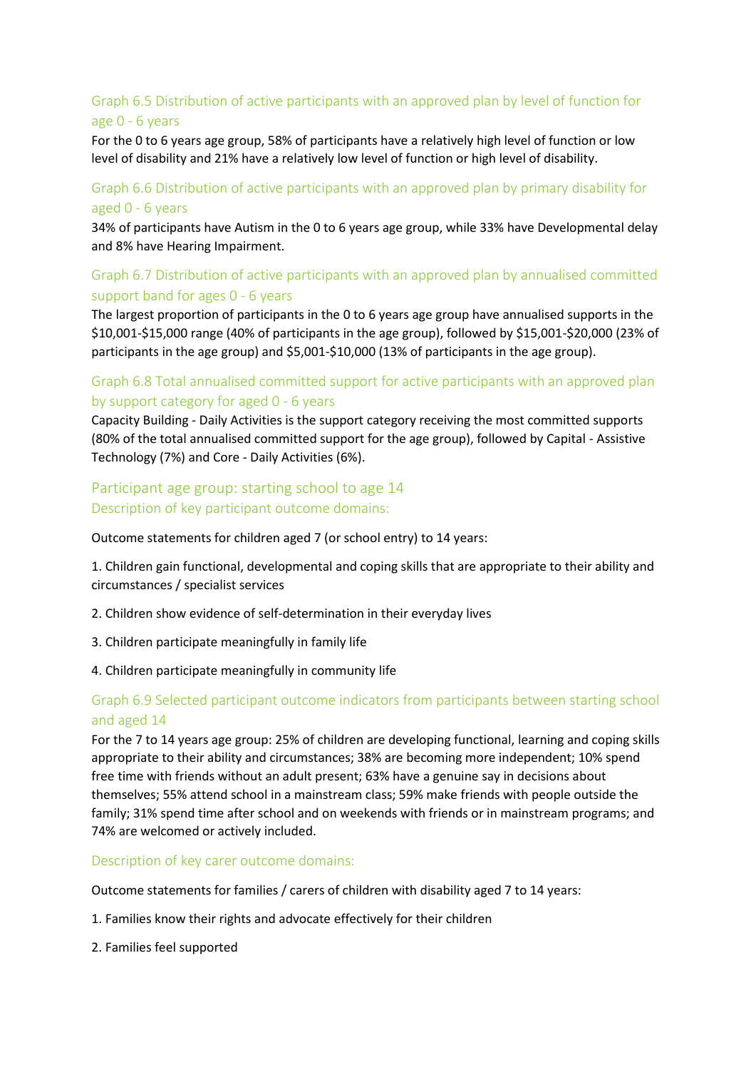### Graph 6.5 Distribution of active participants with an approved plan by level of function for age 0 - 6 years

For the 0 to 6 years age group, 58% of participants have a relatively high level of function or low level of disability and 21% have a relatively low level of function or high level of disability.

### Graph 6.6 Distribution of active participants with an approved plan by primary disability for aged 0 - 6 years

34% of participants have Autism in the 0 to 6 years age group, while 33% have Developmental delay and 8% have Hearing Impairment.

### Graph 6.7 Distribution of active participants with an approved plan by annualised committed support band for ages 0 - 6 years

The largest proportion of participants in the 0 to 6 years age group have annualised supports in the $10,001-$15,000 range (40% of participants in the age group), followed by $15,001-$20,000 (23% of participants in the age group) and $5,001-$10,000 (13% of participants in the age group).

### Graph 6.8 Total annualised committed support for active participants with an approved plan by support category for aged 0 - 6 years

Capacity Building - Daily Activities is the support category receiving the most committed supports (80% of the total annualised committed support for the age group), followed by Capital - Assistive Technology (7%) and Core - Daily Activities (6%).

## Participant age group: starting school to age 14

### Description of key participant outcome domains:

Outcome statements for children aged 7 (or school entry) to 14 years:

1. Children gain functional, developmental and coping skills that are appropriate to their ability and circumstances / specialist services
2. Children show evidence of self-determination in their everyday lives
3. Children participate meaningfully in family life
4. Children participate meaningfully in community life

### Graph 6.9 Selected participant outcome indicators from participants between starting school and aged 14

For the 7 to 14 years age group: 25% of children are developing functional, learning and coping skills appropriate to their ability and circumstances; 38% are becoming more independent; 10% spend free time with friends without an adult present; 63% have a genuine say in decisions about themselves; 55% attend school in a mainstream class; 59% make friends with people outside the family; 31% spend time after school and on weekends with friends or in mainstream programs; and 74% are welcomed or actively included.

### Description of key carer outcome domains:

Outcome statements for families / carers of children with disability aged 7 to 14 years:

1. Families know their rights and advocate effectively for their children
2. Families feel supported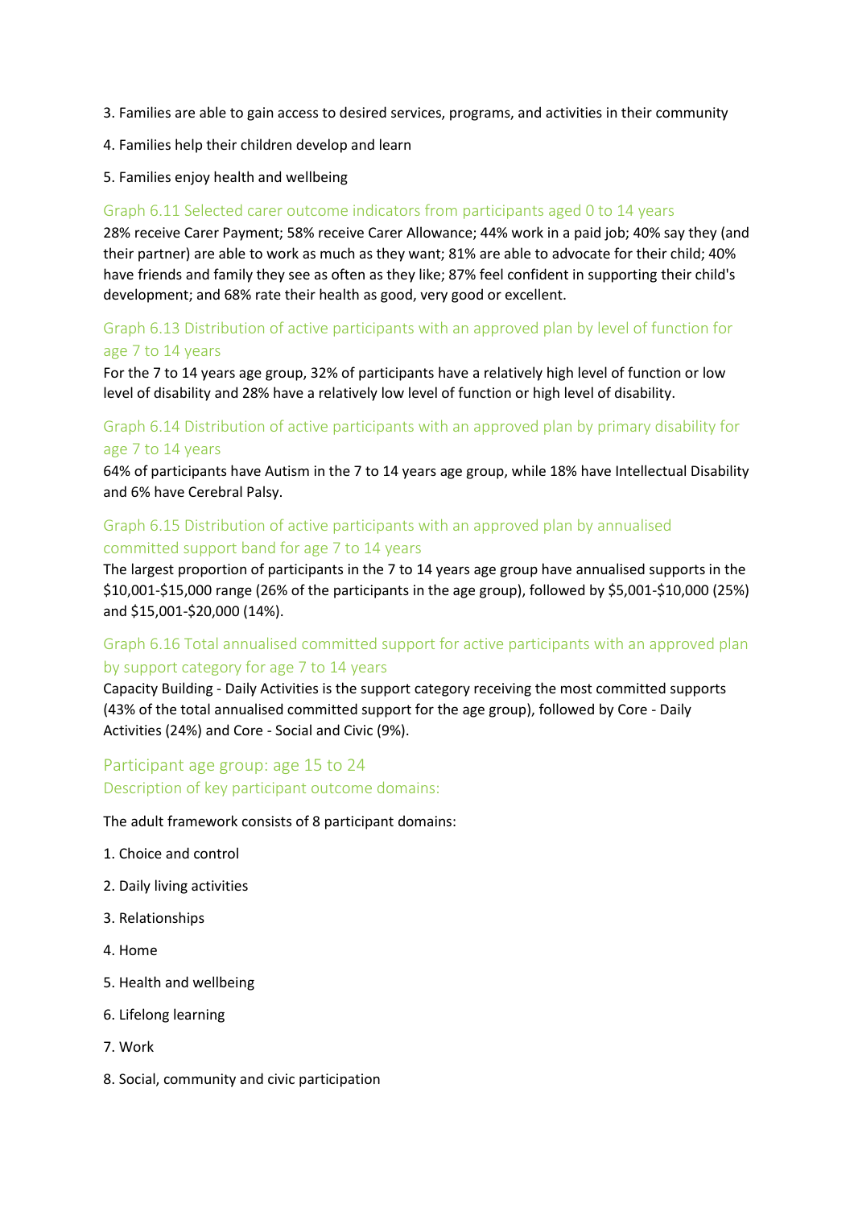3. Families are able to gain access to desired services, programs, and activities in their community

4. Families help their children develop and learn

5. Families enjoy health and wellbeing

### Graph 6.11 Selected carer outcome indicators from participants aged 0 to 14 years

28% receive Carer Payment; 58% receive Carer Allowance; 44% work in a paid job; 40% say they (and their partner) are able to work as much as they want; 81% are able to advocate for their child; 40% have friends and family they see as often as they like; 87% feel confident in supporting their child's development; and 68% rate their health as good, very good or excellent.

### Graph 6.13 Distribution of active participants with an approved plan by level of function for age 7 to 14 years

For the 7 to 14 years age group, 32% of participants have a relatively high level of function or low level of disability and 28% have a relatively low level of function or high level of disability.

### Graph 6.14 Distribution of active participants with an approved plan by primary disability for age 7 to 14 years

64% of participants have Autism in the 7 to 14 years age group, while 18% have Intellectual Disability and 6% have Cerebral Palsy.

### Graph 6.15 Distribution of active participants with an approved plan by annualised committed support band for age 7 to 14 years

The largest proportion of participants in the 7 to 14 years age group have annualised supports in the $10,001-$15,000 range (26% of the participants in the age group), followed by $5,001-$10,000 (25%) and $15,001-$20,000 (14%).

### Graph 6.16 Total annualised committed support for active participants with an approved plan by support category for age 7 to 14 years

Capacity Building - Daily Activities is the support category receiving the most committed supports (43% of the total annualised committed support for the age group), followed by Core - Daily Activities (24%) and Core - Social and Civic (9%).

## Participant age group: age 15 to 24

### Description of key participant outcome domains:

The adult framework consists of 8 participant domains:

1. Choice and control

2. Daily living activities

3. Relationships

4. Home

5. Health and wellbeing

6. Lifelong learning

7. Work

8. Social, community and civic participation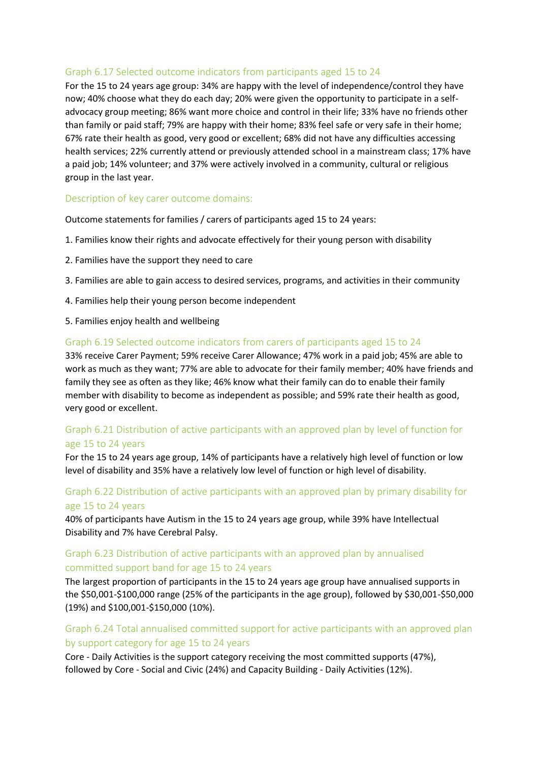### Graph 6.17 Selected outcome indicators from participants aged 15 to 24

For the 15 to 24 years age group: 34% are happy with the level of independence/control they have now; 40% choose what they do each day; 20% were given the opportunity to participate in a self-advocacy group meeting; 86% want more choice and control in their life; 33% have no friends other than family or paid staff; 79% are happy with their home; 83% feel safe or very safe in their home; 67% rate their health as good, very good or excellent; 68% did not have any difficulties accessing health services; 22% currently attend or previously attended school in a mainstream class; 17% have a paid job; 14% volunteer; and 37% were actively involved in a community, cultural or religious group in the last year.

### Description of key carer outcome domains:

Outcome statements for families / carers of participants aged 15 to 24 years:

1. Families know their rights and advocate effectively for their young person with disability
2. Families have the support they need to care
3. Families are able to gain access to desired services, programs, and activities in their community
4. Families help their young person become independent
5. Families enjoy health and wellbeing

### Graph 6.19 Selected outcome indicators from carers of participants aged 15 to 24

33% receive Carer Payment; 59% receive Carer Allowance; 47% work in a paid job; 45% are able to work as much as they want; 77% are able to advocate for their family member; 40% have friends and family they see as often as they like; 46% know what their family can do to enable their family member with disability to become as independent as possible; and 59% rate their health as good, very good or excellent.

### Graph 6.21 Distribution of active participants with an approved plan by level of function for age 15 to 24 years

For the 15 to 24 years age group, 14% of participants have a relatively high level of function or low level of disability and 35% have a relatively low level of function or high level of disability.

### Graph 6.22 Distribution of active participants with an approved plan by primary disability for age 15 to 24 years

40% of participants have Autism in the 15 to 24 years age group, while 39% have Intellectual Disability and 7% have Cerebral Palsy.

### Graph 6.23 Distribution of active participants with an approved plan by annualised committed support band for age 15 to 24 years

The largest proportion of participants in the 15 to 24 years age group have annualised supports in the $50,001-$100,000 range (25% of the participants in the age group), followed by $30,001-$50,000 (19%) and $100,001-$150,000 (10%).

### Graph 6.24 Total annualised committed support for active participants with an approved plan by support category for age 15 to 24 years

Core - Daily Activities is the support category receiving the most committed supports (47%), followed by Core - Social and Civic (24%) and Capacity Building - Daily Activities (12%).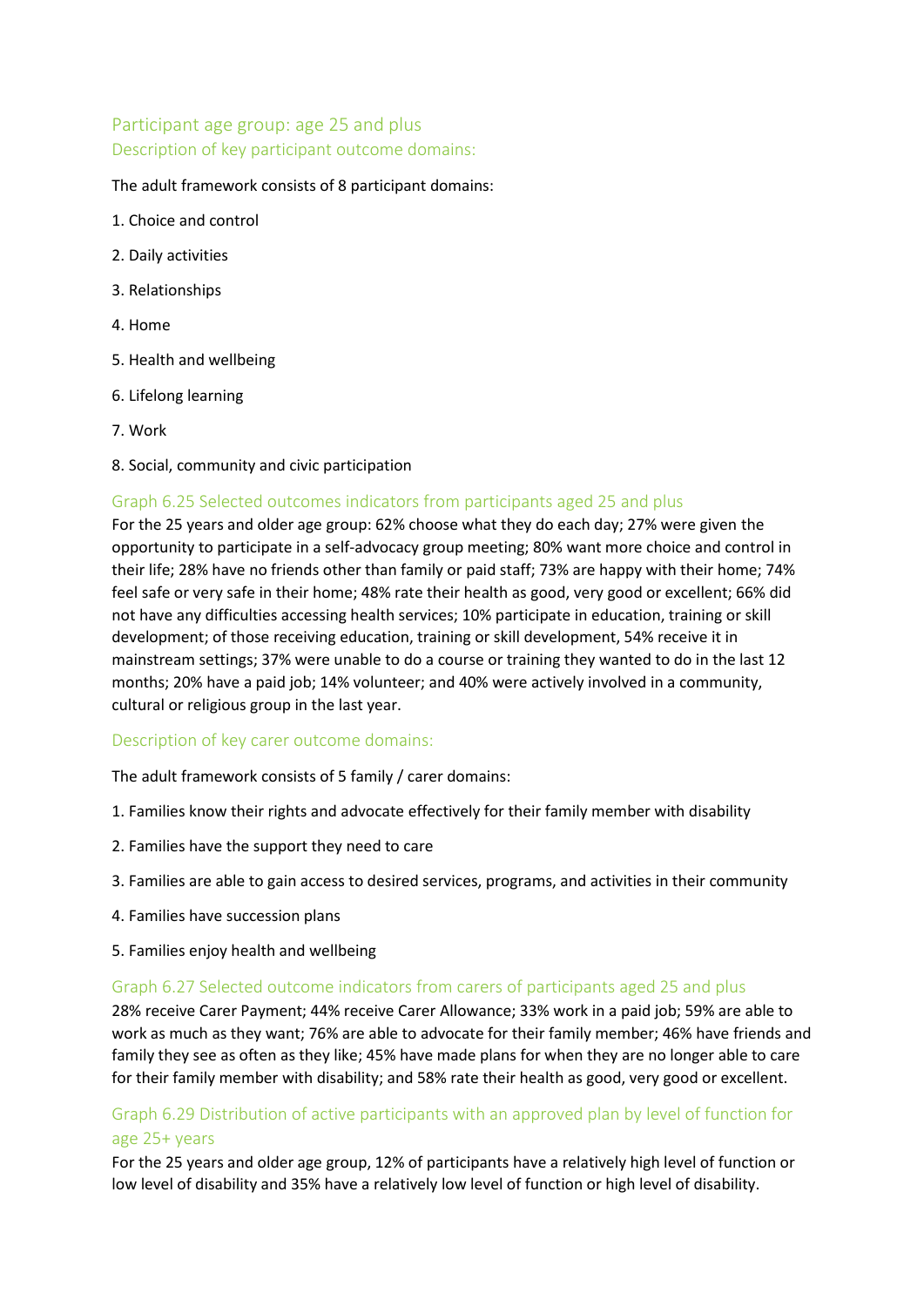## Participant age group: age 25 and plus

### Description of key participant outcome domains:

The adult framework consists of 8 participant domains:

1. Choice and control
2. Daily activities
3. Relationships
4. Home
5. Health and wellbeing
6. Lifelong learning
7. Work
8. Social, community and civic participation

### Graph 6.25 Selected outcomes indicators from participants aged 25 and plus

For the 25 years and older age group: 62% choose what they do each day; 27% were given the opportunity to participate in a self-advocacy group meeting; 80% want more choice and control in their life; 28% have no friends other than family or paid staff; 73% are happy with their home; 74% feel safe or very safe in their home; 48% rate their health as good, very good or excellent; 66% did not have any difficulties accessing health services; 10% participate in education, training or skill development; of those receiving education, training or skill development, 54% receive it in mainstream settings; 37% were unable to do a course or training they wanted to do in the last 12 months; 20% have a paid job; 14% volunteer; and 40% were actively involved in a community, cultural or religious group in the last year.

### Description of key carer outcome domains:

The adult framework consists of 5 family / carer domains:

1. Families know their rights and advocate effectively for their family member with disability
2. Families have the support they need to care
3. Families are able to gain access to desired services, programs, and activities in their community
4. Families have succession plans
5. Families enjoy health and wellbeing

### Graph 6.27 Selected outcome indicators from carers of participants aged 25 and plus

28% receive Carer Payment; 44% receive Carer Allowance; 33% work in a paid job; 59% are able to work as much as they want; 76% are able to advocate for their family member; 46% have friends and family they see as often as they like; 45% have made plans for when they are no longer able to care for their family member with disability; and 58% rate their health as good, very good or excellent.

### Graph 6.29 Distribution of active participants with an approved plan by level of function for age 25+ years

For the 25 years and older age group, 12% of participants have a relatively high level of function or low level of disability and 35% have a relatively low level of function or high level of disability.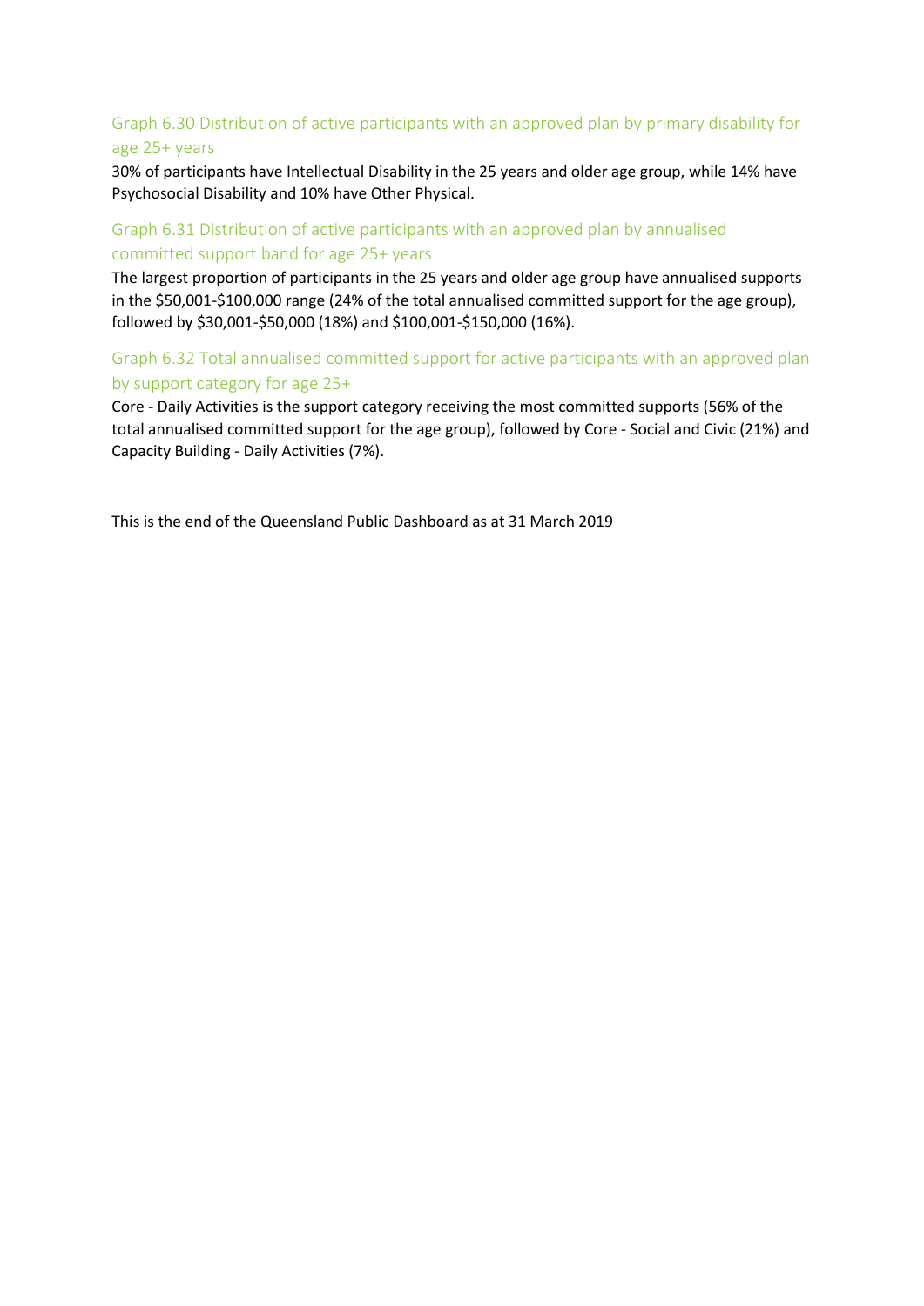### Graph 6.30 Distribution of active participants with an approved plan by primary disability for age 25+ years

30% of participants have Intellectual Disability in the 25 years and older age group, while 14% have Psychosocial Disability and 10% have Other Physical.

### Graph 6.31 Distribution of active participants with an approved plan by annualised committed support band for age 25+ years

The largest proportion of participants in the 25 years and older age group have annualised supports in the $50,001-$100,000 range (24% of the total annualised committed support for the age group), followed by $30,001-$50,000 (18%) and $100,001-$150,000 (16%).

### Graph 6.32 Total annualised committed support for active participants with an approved plan by support category for age 25+

Core - Daily Activities is the support category receiving the most committed supports (56% of the total annualised committed support for the age group), followed by Core - Social and Civic (21%) and Capacity Building - Daily Activities (7%).

This is the end of the Queensland Public Dashboard as at 31 March 2019